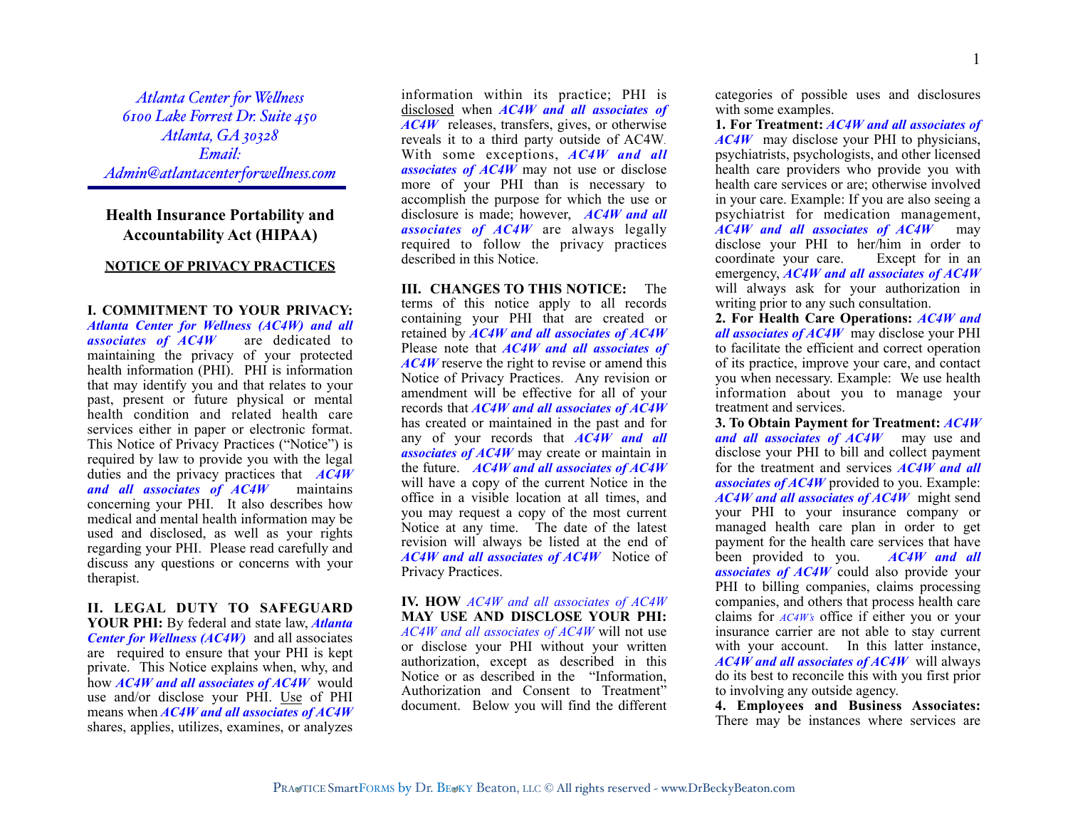*Atlanta Center for Wellness*
*6100 Lake Forrest Dr. Suite 450*
*Atlanta, GA 30328*
*Email:*
*Admin@atlantacenterforwellness.com*

## Health Insurance Portability and Accountability Act (HIPAA)

### NOTICE OF PRIVACY PRACTICES

**I. COMMITMENT TO YOUR PRIVACY:** ***Atlanta Center for Wellness (AC4W) and all associates of AC4W*** are dedicated to maintaining the privacy of your protected health information (PHI). PHI is information that may identify you and that relates to your past, present or future physical or mental health condition and related health care services either in paper or electronic format. This Notice of Privacy Practices ("Notice") is required by law to provide you with the legal duties and the privacy practices that ***AC4W and all associates of AC4W*** maintains concerning your PHI. It also describes how medical and mental health information may be used and disclosed, as well as your rights regarding your PHI. Please read carefully and discuss any questions or concerns with your therapist.

**II. LEGAL DUTY TO SAFEGUARD YOUR PHI:** By federal and state law, ***Atlanta Center for Wellness (AC4W)*** and all associates are required to ensure that your PHI is kept private. This Notice explains when, why, and how ***AC4W and all associates of AC4W*** would use and/or disclose your PHI. Use of PHI means when ***AC4W and all associates of AC4W*** shares, applies, utilizes, examines, or analyzes information within its practice; PHI is disclosed when ***AC4W and all associates of AC4W*** releases, transfers, gives, or otherwise reveals it to a third party outside of AC4W. With some exceptions, ***AC4W and all associates of AC4W*** may not use or disclose more of your PHI than is necessary to accomplish the purpose for which the use or disclosure is made; however, ***AC4W and all associates of AC4W*** are always legally required to follow the privacy practices described in this Notice.

**III. CHANGES TO THIS NOTICE:** The terms of this notice apply to all records containing your PHI that are created or retained by ***AC4W and all associates of AC4W*** Please note that ***AC4W and all associates of AC4W*** reserve the right to revise or amend this Notice of Privacy Practices. Any revision or amendment will be effective for all of your records that ***AC4W and all associates of AC4W*** has created or maintained in the past and for any of your records that ***AC4W and all associates of AC4W*** may create or maintain in the future. ***AC4W and all associates of AC4W*** will have a copy of the current Notice in the office in a visible location at all times, and you may request a copy of the most current Notice at any time. The date of the latest revision will always be listed at the end of ***AC4W and all associates of AC4W*** Notice of Privacy Practices.

**IV. HOW** *AC4W and all associates of AC4W* **MAY USE AND DISCLOSE YOUR PHI:** *AC4W and all associates of AC4W* will not use or disclose your PHI without your written authorization, except as described in this Notice or as described in the "Information, Authorization and Consent to Treatment" document. Below you will find the different categories of possible uses and disclosures with some examples.

**1. For Treatment:** ***AC4W and all associates of AC4W*** may disclose your PHI to physicians, psychiatrists, psychologists, and other licensed health care providers who provide you with health care services or are; otherwise involved in your care. Example: If you are also seeing a psychiatrist for medication management, ***AC4W and all associates of AC4W*** may disclose your PHI to her/him in order to coordinate your care. Except for in an emergency, ***AC4W and all associates of AC4W*** will always ask for your authorization in writing prior to any such consultation.

**2. For Health Care Operations:** ***AC4W and all associates of AC4W*** may disclose your PHI to facilitate the efficient and correct operation of its practice, improve your care, and contact you when necessary. Example: We use health information about you to manage your treatment and services.

**3. To Obtain Payment for Treatment:** ***AC4W and all associates of AC4W*** may use and disclose your PHI to bill and collect payment for the treatment and services ***AC4W and all associates of AC4W*** provided to you. Example: ***AC4W and all associates of AC4W*** might send your PHI to your insurance company or managed health care plan in order to get payment for the health care services that have been provided to you. ***AC4W and all associates of AC4W*** could also provide your PHI to billing companies, claims processing companies, and others that process health care claims for *AC4W's* office if either you or your insurance carrier are not able to stay current with your account. In this latter instance, ***AC4W and all associates of AC4W*** will always do its best to reconcile this with you first prior to involving any outside agency.

**4. Employees and Business Associates:** There may be instances where services are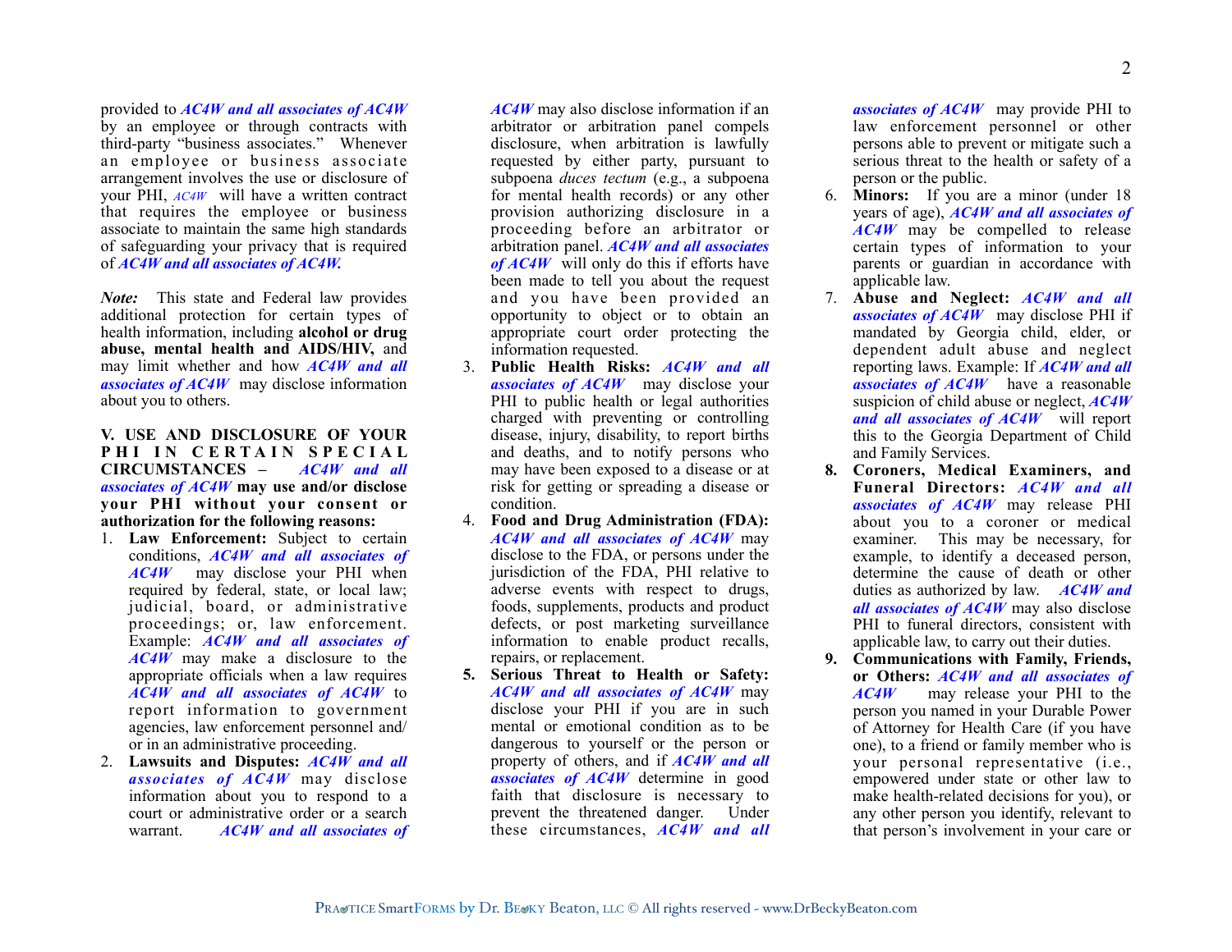provided to ***AC4W and all associates of AC4W*** by an employee or through contracts with third-party "business associates." Whenever an employee or business associate arrangement involves the use or disclosure of your PHI, *AC4W* will have a written contract that requires the employee or business associate to maintain the same high standards of safeguarding your privacy that is required of ***AC4W and all associates of AC4W.***

***Note:*** This state and Federal law provides additional protection for certain types of health information, including **alcohol or drug abuse, mental health and AIDS/HIV,** and may limit whether and how ***AC4W and all associates of AC4W*** may disclose information about you to others.

**V. USE AND DISCLOSURE OF YOUR PHI IN CERTAIN SPECIAL CIRCUMSTANCES –** ***AC4W and all associates of AC4W*** **may use and/or disclose your PHI without your consent or authorization for the following reasons:**

1. **Law Enforcement:** Subject to certain conditions, ***AC4W and all associates of AC4W*** may disclose your PHI when required by federal, state, or local law; judicial, board, or administrative proceedings; or, law enforcement. Example: ***AC4W and all associates of AC4W*** may make a disclosure to the appropriate officials when a law requires ***AC4W and all associates of AC4W*** to report information to government agencies, law enforcement personnel and/or in an administrative proceeding.
2. **Lawsuits and Disputes:** ***AC4W and all associates of AC4W*** may disclose information about you to respond to a court or administrative order or a search warrant. ***AC4W and all associates of AC4W*** may also disclose information if an arbitrator or arbitration panel compels disclosure, when arbitration is lawfully requested by either party, pursuant to subpoena *duces tectum* (e.g., a subpoena for mental health records) or any other provision authorizing disclosure in a proceeding before an arbitrator or arbitration panel. ***AC4W and all associates of AC4W*** will only do this if efforts have been made to tell you about the request and you have been provided an opportunity to object or to obtain an appropriate court order protecting the information requested.
3. **Public Health Risks:** ***AC4W and all associates of AC4W*** may disclose your PHI to public health or legal authorities charged with preventing or controlling disease, injury, disability, to report births and deaths, and to notify persons who may have been exposed to a disease or at risk for getting or spreading a disease or condition.
4. **Food and Drug Administration (FDA):** ***AC4W and all associates of AC4W*** may disclose to the FDA, or persons under the jurisdiction of the FDA, PHI relative to adverse events with respect to drugs, foods, supplements, products and product defects, or post marketing surveillance information to enable product recalls, repairs, or replacement.
5. **Serious Threat to Health or Safety:** ***AC4W and all associates of AC4W*** may disclose your PHI if you are in such mental or emotional condition as to be dangerous to yourself or the person or property of others, and if ***AC4W and all associates of AC4W*** determine in good faith that disclosure is necessary to prevent the threatened danger. Under these circumstances, ***AC4W and all associates of AC4W*** may provide PHI to law enforcement personnel or other persons able to prevent or mitigate such a serious threat to the health or safety of a person or the public.
6. **Minors:** If you are a minor (under 18 years of age), ***AC4W and all associates of AC4W*** may be compelled to release certain types of information to your parents or guardian in accordance with applicable law.
7. **Abuse and Neglect:** ***AC4W and all associates of AC4W*** may disclose PHI if mandated by Georgia child, elder, or dependent adult abuse and neglect reporting laws. Example: If ***AC4W and all associates of AC4W*** have a reasonable suspicion of child abuse or neglect, ***AC4W and all associates of AC4W*** will report this to the Georgia Department of Child and Family Services.
8. **Coroners, Medical Examiners, and Funeral Directors:** ***AC4W and all associates of AC4W*** may release PHI about you to a coroner or medical examiner. This may be necessary, for example, to identify a deceased person, determine the cause of death or other duties as authorized by law. ***AC4W and all associates of AC4W*** may also disclose PHI to funeral directors, consistent with applicable law, to carry out their duties.
9. **Communications with Family, Friends, or Others:** ***AC4W and all associates of AC4W*** may release your PHI to the person you named in your Durable Power of Attorney for Health Care (if you have one), to a friend or family member who is your personal representative (i.e., empowered under state or other law to make health-related decisions for you), or any other person you identify, relevant to that person's involvement in your care or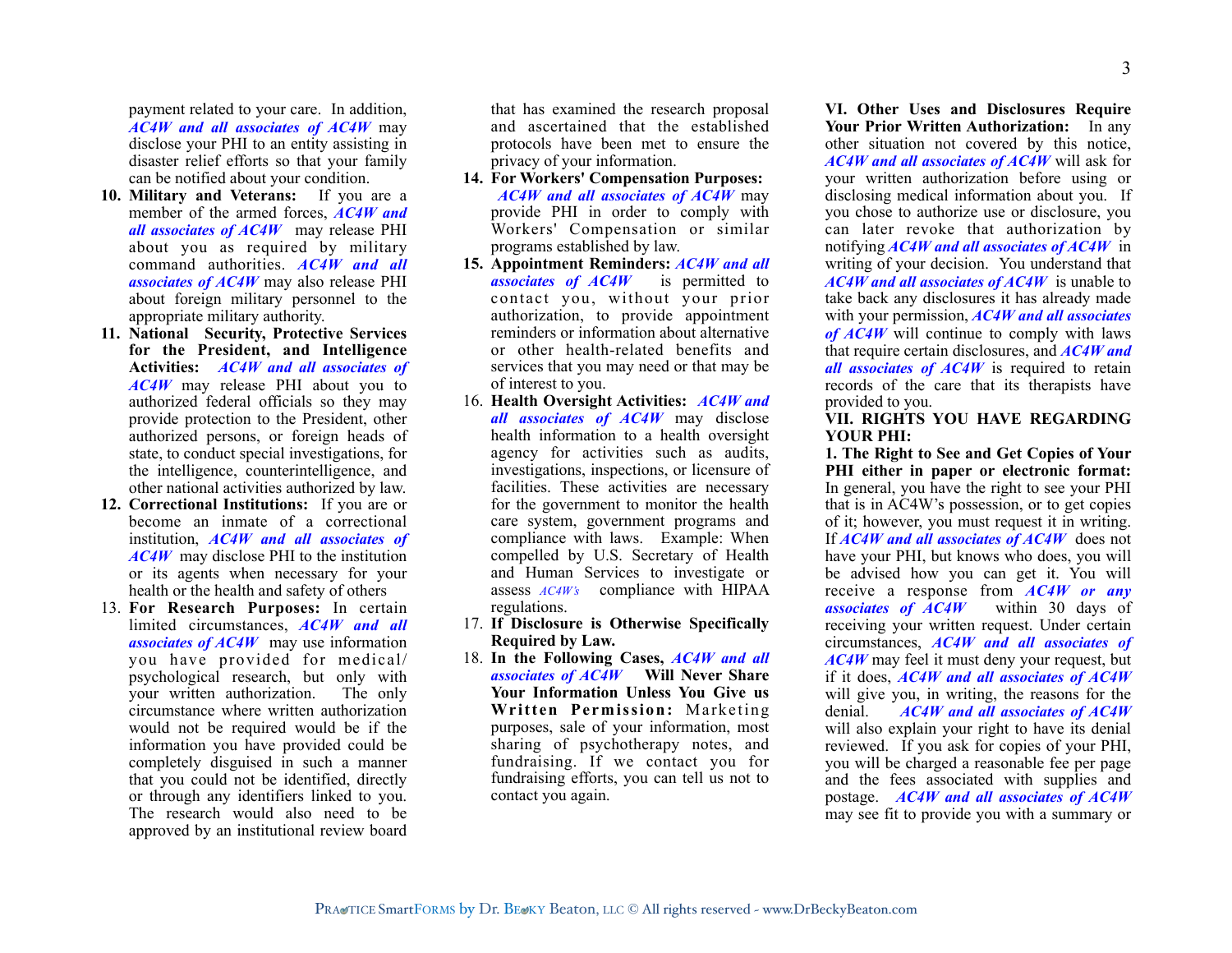payment related to your care. In addition, *AC4W and all associates of AC4W* may disclose your PHI to an entity assisting in disaster relief efforts so that your family can be notified about your condition.

10. **Military and Veterans:** If you are a member of the armed forces, ***AC4W and all associates of AC4W*** may release PHI about you as required by military command authorities. ***AC4W and all associates of AC4W*** may also release PHI about foreign military personnel to the appropriate military authority.
11. **National Security, Protective Services for the President, and Intelligence Activities:** ***AC4W and all associates of AC4W*** may release PHI about you to authorized federal officials so they may provide protection to the President, other authorized persons, or foreign heads of state, to conduct special investigations, for the intelligence, counterintelligence, and other national activities authorized by law.
12. **Correctional Institutions:** If you are or become an inmate of a correctional institution, ***AC4W and all associates of AC4W*** may disclose PHI to the institution or its agents when necessary for your health or the health and safety of others
13. **For Research Purposes:** In certain limited circumstances, ***AC4W and all associates of AC4W*** may use information you have provided for medical/psychological research, but only with your written authorization. The only circumstance where written authorization would not be required would be if the information you have provided could be completely disguised in such a manner that you could not be identified, directly or through any identifiers linked to you. The research would also need to be approved by an institutional review board that has examined the research proposal and ascertained that the established protocols have been met to ensure the privacy of your information.
14. **For Workers' Compensation Purposes:** ***AC4W and all associates of AC4W*** may provide PHI in order to comply with Workers' Compensation or similar programs established by law.
15. **Appointment Reminders:** ***AC4W and all associates of AC4W*** is permitted to contact you, without your prior authorization, to provide appointment reminders or information about alternative or other health-related benefits and services that you may need or that may be of interest to you.
16. **Health Oversight Activities:** ***AC4W and all associates of AC4W*** may disclose health information to a health oversight agency for activities such as audits, investigations, inspections, or licensure of facilities. These activities are necessary for the government to monitor the health care system, government programs and compliance with laws. Example: When compelled by U.S. Secretary of Health and Human Services to investigate or assess *AC4W's* compliance with HIPAA regulations.
17. **If Disclosure is Otherwise Specifically Required by Law.**
18. **In the Following Cases, *AC4W and all associates of AC4W* Will Never Share Your Information Unless You Give us Written Permission:** Marketing purposes, sale of your information, most sharing of psychotherapy notes, and fundraising. If we contact you for fundraising efforts, you can tell us not to contact you again.

**VI. Other Uses and Disclosures Require Your Prior Written Authorization:** In any other situation not covered by this notice, ***AC4W and all associates of AC4W*** will ask for your written authorization before using or disclosing medical information about you. If you chose to authorize use or disclosure, you can later revoke that authorization by notifying ***AC4W and all associates of AC4W*** in writing of your decision. You understand that ***AC4W and all associates of AC4W*** is unable to take back any disclosures it has already made with your permission, ***AC4W and all associates of AC4W*** will continue to comply with laws that require certain disclosures, and ***AC4W and all associates of AC4W*** is required to retain records of the care that its therapists have provided to you.

**VII. RIGHTS YOU HAVE REGARDING YOUR PHI:**

**1. The Right to See and Get Copies of Your PHI either in paper or electronic format:** In general, you have the right to see your PHI that is in AC4W's possession, or to get copies of it; however, you must request it in writing. If ***AC4W and all associates of AC4W*** does not have your PHI, but knows who does, you will be advised how you can get it. You will receive a response from ***AC4W or any associates of AC4W*** within 30 days of receiving your written request. Under certain circumstances, ***AC4W and all associates of AC4W*** may feel it must deny your request, but if it does, ***AC4W and all associates of AC4W*** will give you, in writing, the reasons for the denial. ***AC4W and all associates of AC4W*** will also explain your right to have its denial reviewed. If you ask for copies of your PHI, you will be charged a reasonable fee per page and the fees associated with supplies and postage. ***AC4W and all associates of AC4W*** may see fit to provide you with a summary or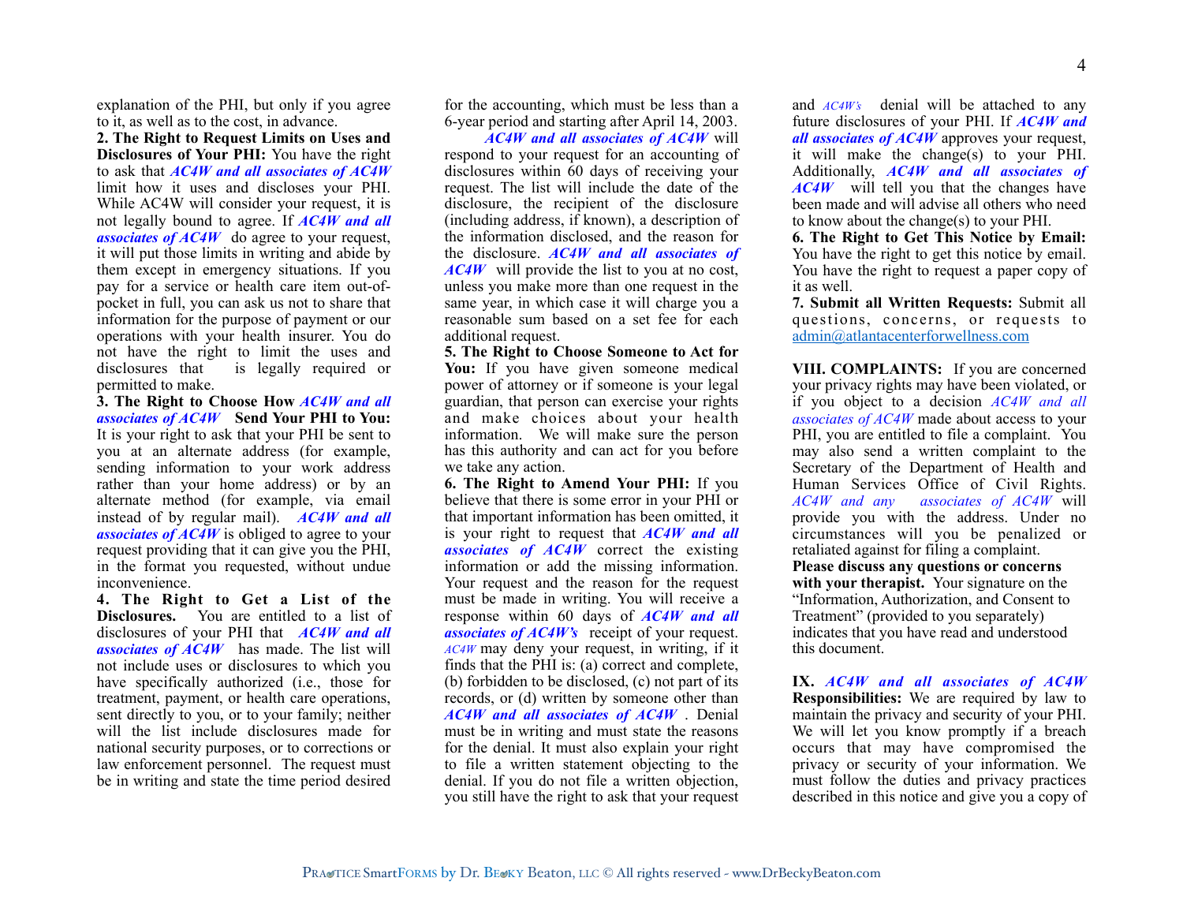explanation of the PHI, but only if you agree to it, as well as to the cost, in advance.

**2. The Right to Request Limits on Uses and Disclosures of Your PHI:** You have the right to ask that ***AC4W and all associates of AC4W*** limit how it uses and discloses your PHI. While AC4W will consider your request, it is not legally bound to agree. If ***AC4W and all associates of AC4W*** do agree to your request, it will put those limits in writing and abide by them except in emergency situations. If you pay for a service or health care item out-of-pocket in full, you can ask us not to share that information for the purpose of payment or our operations with your health insurer. You do not have the right to limit the uses and disclosures that is legally required or permitted to make.

**3. The Right to Choose How *AC4W and all associates of AC4W* Send Your PHI to You:** It is your right to ask that your PHI be sent to you at an alternate address (for example, sending information to your work address rather than your home address) or by an alternate method (for example, via email instead of by regular mail). ***AC4W and all associates of AC4W*** is obliged to agree to your request providing that it can give you the PHI, in the format you requested, without undue inconvenience.

**4. The Right to Get a List of the Disclosures.** You are entitled to a list of disclosures of your PHI that ***AC4W and all associates of AC4W*** has made. The list will not include uses or disclosures to which you have specifically authorized (i.e., those for treatment, payment, or health care operations, sent directly to you, or to your family; neither will the list include disclosures made for national security purposes, or to corrections or law enforcement personnel. The request must be in writing and state the time period desired for the accounting, which must be less than a 6-year period and starting after April 14, 2003.

***AC4W and all associates of AC4W*** will respond to your request for an accounting of disclosures within 60 days of receiving your request. The list will include the date of the disclosure, the recipient of the disclosure (including address, if known), a description of the information disclosed, and the reason for the disclosure. ***AC4W and all associates of AC4W*** will provide the list to you at no cost, unless you make more than one request in the same year, in which case it will charge you a reasonable sum based on a set fee for each additional request.

**5. The Right to Choose Someone to Act for You:** If you have given someone medical power of attorney or if someone is your legal guardian, that person can exercise your rights and make choices about your health information. We will make sure the person has this authority and can act for you before we take any action.

**6. The Right to Amend Your PHI:** If you believe that there is some error in your PHI or that important information has been omitted, it is your right to request that ***AC4W and all associates of AC4W*** correct the existing information or add the missing information. Your request and the reason for the request must be made in writing. You will receive a response within 60 days of ***AC4W and all associates of AC4W's*** receipt of your request. *AC4W* may deny your request, in writing, if it finds that the PHI is: (a) correct and complete, (b) forbidden to be disclosed, (c) not part of its records, or (d) written by someone other than ***AC4W and all associates of AC4W*** . Denial must be in writing and must state the reasons for the denial. It must also explain your right to file a written statement objecting to the denial. If you do not file a written objection, you still have the right to ask that your request and *AC4W's* denial will be attached to any future disclosures of your PHI. If ***AC4W and all associates of AC4W*** approves your request, it will make the change(s) to your PHI. Additionally, ***AC4W and all associates of AC4W*** will tell you that the changes have been made and will advise all others who need to know about the change(s) to your PHI.

**6. The Right to Get This Notice by Email:** You have the right to get this notice by email. You have the right to request a paper copy of it as well.

**7. Submit all Written Requests:** Submit all questions, concerns, or requests to admin@atlantacenterforwellness.com

**VIII. COMPLAINTS:** If you are concerned your privacy rights may have been violated, or if you object to a decision *AC4W and all associates of AC4W* made about access to your PHI, you are entitled to file a complaint. You may also send a written complaint to the Secretary of the Department of Health and Human Services Office of Civil Rights. *AC4W and any associates of AC4W* will provide you with the address. Under no circumstances will you be penalized or retaliated against for filing a complaint.

**Please discuss any questions or concerns with your therapist.** Your signature on the "Information, Authorization, and Consent to Treatment" (provided to you separately) indicates that you have read and understood this document.

**IX. *AC4W and all associates of AC4W* Responsibilities:** We are required by law to maintain the privacy and security of your PHI. We will let you know promptly if a breach occurs that may have compromised the privacy or security of your information. We must follow the duties and privacy practices described in this notice and give you a copy of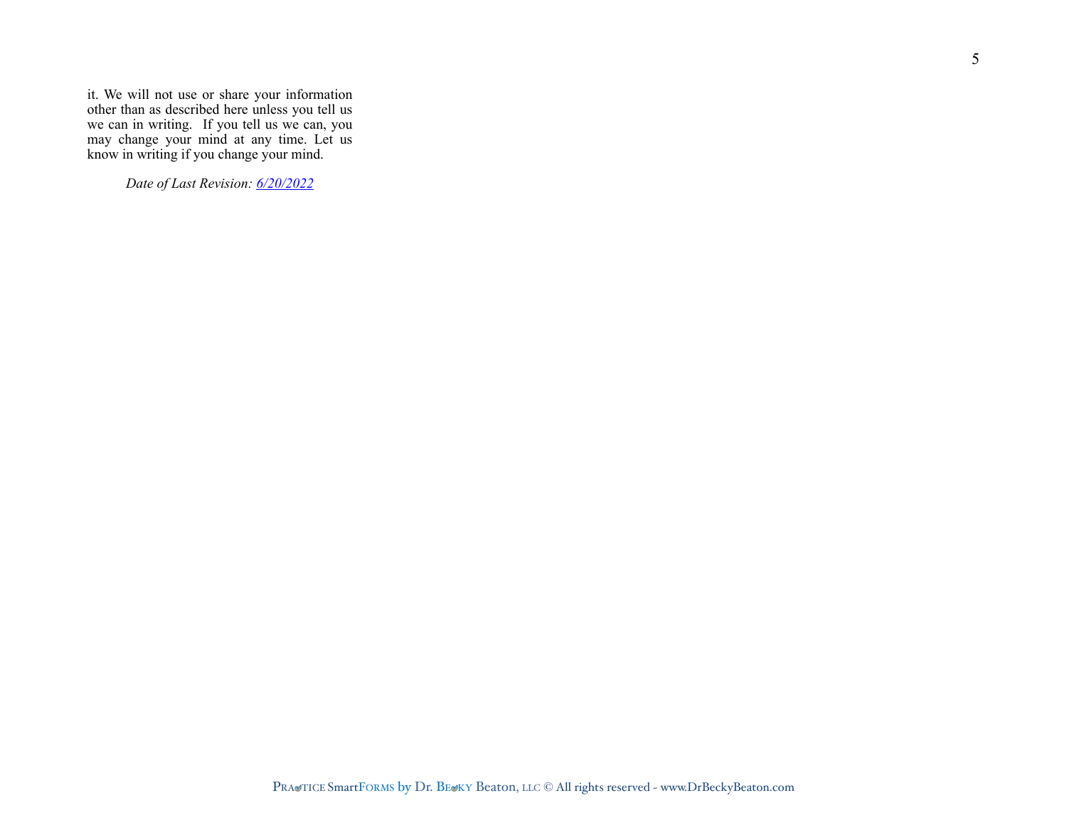it. We will not use or share your information other than as described here unless you tell us we can in writing. If you tell us we can, you may change your mind at any time. Let us know in writing if you change your mind.

*Date of Last Revision: 6/20/2022*